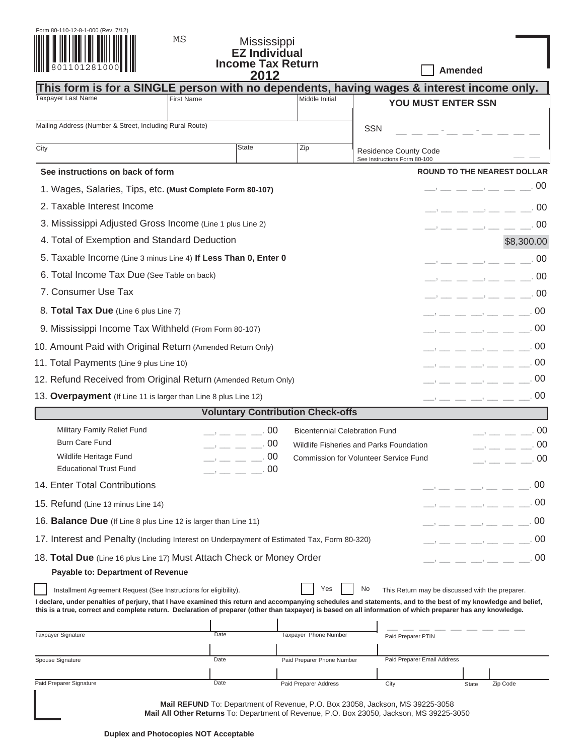Form 80-110-12-8-1-000 (Rev. 7/12)

801101281000

MS

# Mississippi EZ Individual Income Tax Return 2012

☐ Amended

**This form is for a SINGLE person with no dependents, having wages & interest income only.**

| Taxpayer Last Name | First Name | Middle Initial | **YOU MUST ENTER SSN** |
|---|---|---|---|
| Mailing Address (Number & Street, Including Rural Route) | | | SSN ___ ___ ___ - ___ ___ - ___ ___ ___ ___ |
| City | State | Zip | Residence County Code (See Instructions Form 80-100) ___ ___ |

**See instructions on back of form** | **ROUND TO THE NEAREST DOLLAR**

| Line | Description | Amount |
|---|---|---|
| 1. | Wages, Salaries, Tips, etc. **(Must Complete Form 80-107)** | .00 |
| 2. | Taxable Interest Income | .00 |
| 3. | Mississippi Adjusted Gross Income (Line 1 plus Line 2) | .00 |
| 4. | Total of Exemption and Standard Deduction | $8,300.00 |
| 5. | Taxable Income (Line 3 minus Line 4) **If Less Than 0, Enter 0** | .00 |
| 6. | Total Income Tax Due (See Table on back) | .00 |
| 7. | Consumer Use Tax | .00 |
| 8. | **Total Tax Due** (Line 6 plus Line 7) | .00 |
| 9. | Mississippi Income Tax Withheld (From Form 80-107) | .00 |
| 10. | Amount Paid with Original Return (Amended Return Only) | .00 |
| 11. | Total Payments (Line 9 plus Line 10) | .00 |
| 12. | Refund Received from Original Return (Amended Return Only) | .00 |
| 13. | **Overpayment** (If Line 11 is larger than Line 8 plus Line 12) | .00 |

## Voluntary Contribution Check-offs

| Fund | Amount | Fund | Amount |
|---|---|---|---|
| Military Family Relief Fund | .00 | Bicentennial Celebration Fund | .00 |
| Burn Care Fund | .00 | Wildlife Fisheries and Parks Foundation | .00 |
| Wildlife Heritage Fund | .00 | Commission for Volunteer Service Fund | .00 |
| Educational Trust Fund | .00 | | |

| Line | Description | Amount |
|---|---|---|
| 14. | Enter Total Contributions | .00 |
| 15. | Refund (Line 13 minus Line 14) | .00 |
| 16. | **Balance Due** (If Line 8 plus Line 12 is larger than Line 11) | .00 |
| 17. | Interest and Penalty (Including Interest on Underpayment of Estimated Tax, Form 80-320) | .00 |
| 18. | **Total Due** (Line 16 plus Line 17) Must Attach Check or Money Order | .00 |

**Payable to: Department of Revenue**

☐ Installment Agreement Request (See Instructions for eligibility).

☐ Yes ☐ No This Return may be discussed with the preparer.

**I declare, under penalties of perjury, that I have examined this return and accompanying schedules and statements, and to the best of my knowledge and belief, this is a true, correct and complete return. Declaration of preparer (other than taxpayer) is based on all information of which preparer has any knowledge.**

| Taxpayer Signature | Date | Taxpayer Phone Number | Paid Preparer PTIN | | |
|---|---|---|---|---|---|
| Spouse Signature | Date | Paid Preparer Phone Number | Paid Preparer Email Address | | |
| Paid Preparer Signature | Date | Paid Preparer Address | City | State | Zip Code |

**Mail REFUND** To: Department of Revenue, P.O. Box 23058, Jackson, MS 39225-3058
**Mail All Other Returns** To: Department of Revenue, P.O. Box 23050, Jackson, MS 39225-3050

**Duplex and Photocopies NOT Acceptable**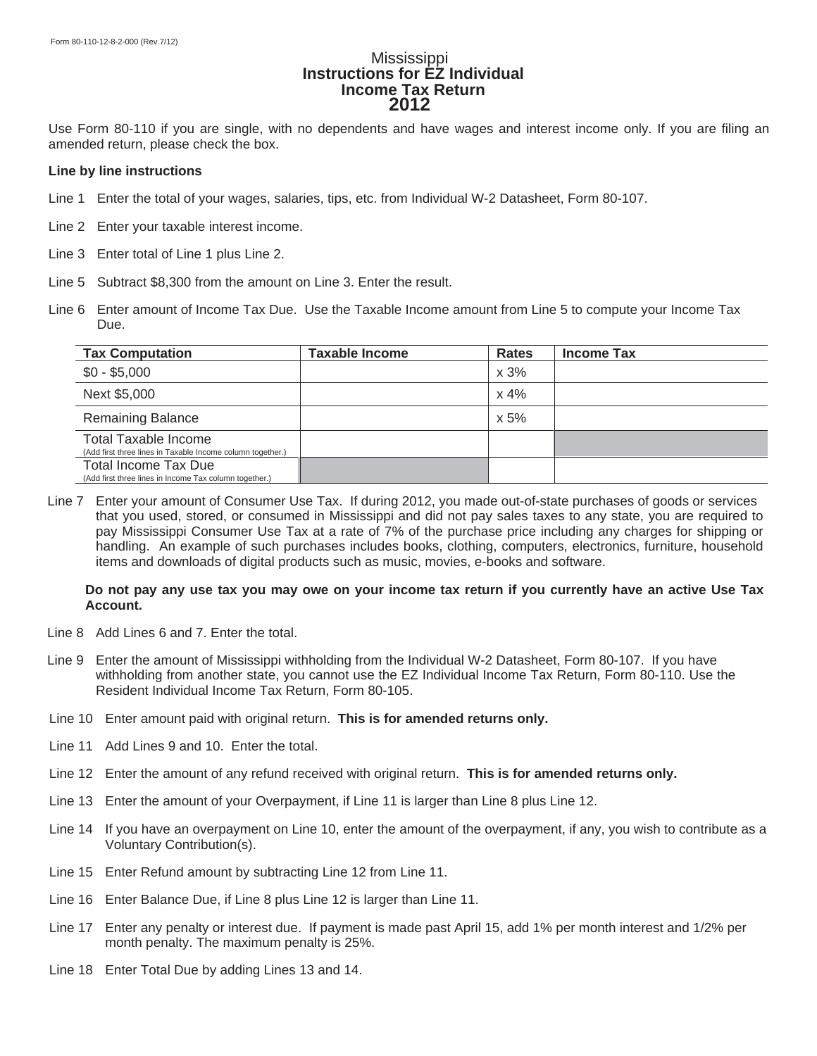Form 80-110-12-8-2-000 (Rev.7/12)

# Mississippi
# Instructions for EZ Individual Income Tax Return 2012

Use Form 80-110 if you are single, with no dependents and have wages and interest income only. If you are filing an amended return, please check the box.

**Line by line instructions**

Line 1 Enter the total of your wages, salaries, tips, etc. from Individual W-2 Datasheet, Form 80-107.

Line 2 Enter your taxable interest income.

Line 3 Enter total of Line 1 plus Line 2.

Line 5 Subtract $8,300 from the amount on Line 3. Enter the result.

Line 6 Enter amount of Income Tax Due. Use the Taxable Income amount from Line 5 to compute your Income Tax Due.

| Tax Computation | Taxable Income | Rates | Income Tax |
|---|---|---|---|
| $0 - $5,000 | | x 3% | |
| Next $5,000 | | x 4% | |
| Remaining Balance | | x 5% | |
| Total Taxable Income (Add first three lines in Taxable Income column together.) | | | |
| Total Income Tax Due (Add first three lines in Income Tax column together.) | | | |

Line 7 Enter your amount of Consumer Use Tax. If during 2012, you made out-of-state purchases of goods or services that you used, stored, or consumed in Mississippi and did not pay sales taxes to any state, you are required to pay Mississippi Consumer Use Tax at a rate of 7% of the purchase price including any charges for shipping or handling. An example of such purchases includes books, clothing, computers, electronics, furniture, household items and downloads of digital products such as music, movies, e-books and software.

**Do not pay any use tax you may owe on your income tax return if you currently have an active Use Tax Account.**

Line 8 Add Lines 6 and 7. Enter the total.

Line 9 Enter the amount of Mississippi withholding from the Individual W-2 Datasheet, Form 80-107. If you have withholding from another state, you cannot use the EZ Individual Income Tax Return, Form 80-110. Use the Resident Individual Income Tax Return, Form 80-105.

Line 10 Enter amount paid with original return. **This is for amended returns only.**

Line 11 Add Lines 9 and 10. Enter the total.

Line 12 Enter the amount of any refund received with original return. **This is for amended returns only.**

Line 13 Enter the amount of your Overpayment, if Line 11 is larger than Line 8 plus Line 12.

Line 14 If you have an overpayment on Line 10, enter the amount of the overpayment, if any, you wish to contribute as a Voluntary Contribution(s).

Line 15 Enter Refund amount by subtracting Line 12 from Line 11.

Line 16 Enter Balance Due, if Line 8 plus Line 12 is larger than Line 11.

Line 17 Enter any penalty or interest due. If payment is made past April 15, add 1% per month interest and 1/2% per month penalty. The maximum penalty is 25%.

Line 18 Enter Total Due by adding Lines 13 and 14.